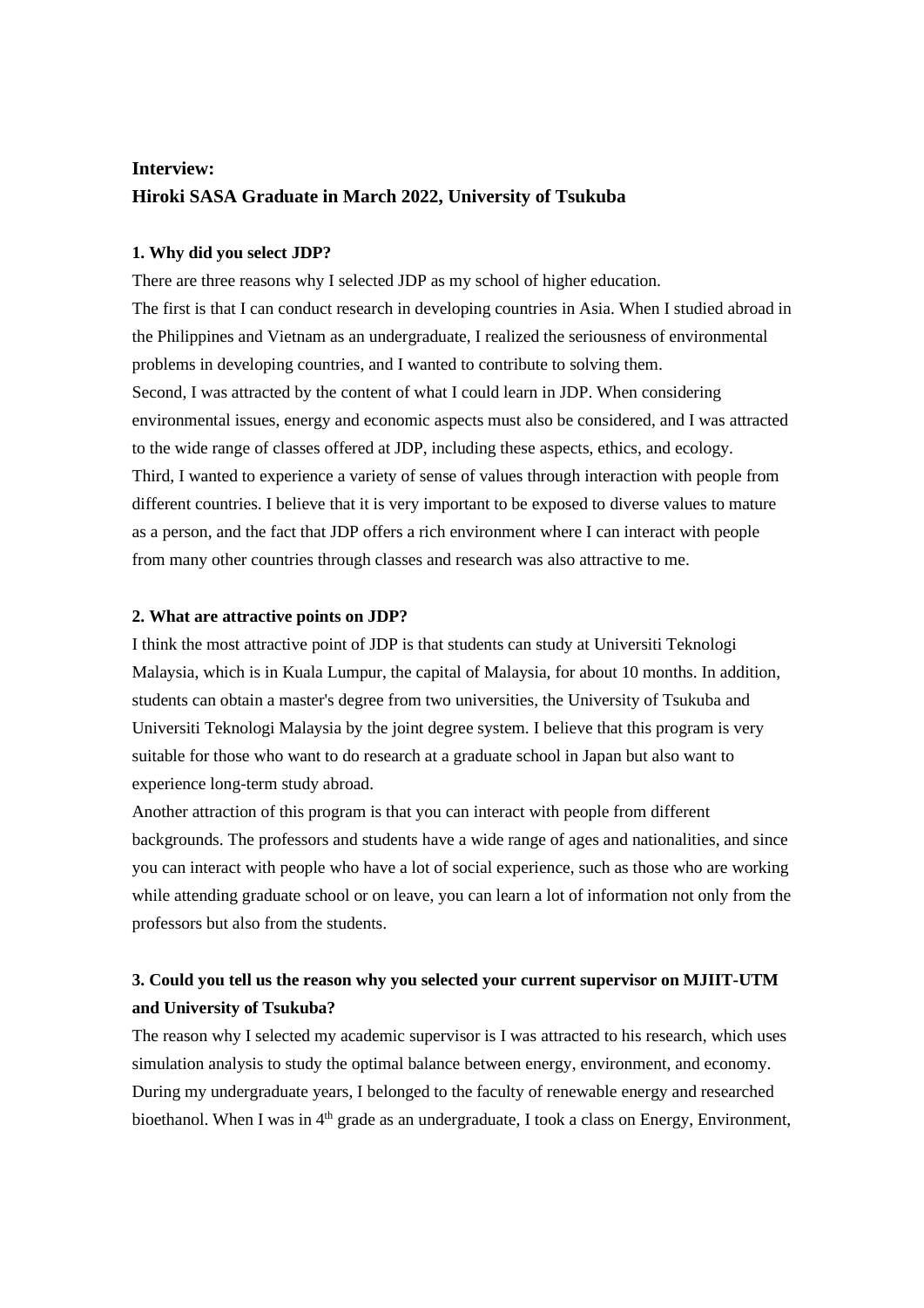**Interview:**
**Hiroki SASA Graduate in March 2022, University of Tsukuba**

**1. Why did you select JDP?**

There are three reasons why I selected JDP as my school of higher education.
The first is that I can conduct research in developing countries in Asia. When I studied abroad in the Philippines and Vietnam as an undergraduate, I realized the seriousness of environmental problems in developing countries, and I wanted to contribute to solving them.
Second, I was attracted by the content of what I could learn in JDP. When considering environmental issues, energy and economic aspects must also be considered, and I was attracted to the wide range of classes offered at JDP, including these aspects, ethics, and ecology.
Third, I wanted to experience a variety of sense of values through interaction with people from different countries. I believe that it is very important to be exposed to diverse values to mature as a person, and the fact that JDP offers a rich environment where I can interact with people from many other countries through classes and research was also attractive to me.

**2. What are attractive points on JDP?**

I think the most attractive point of JDP is that students can study at Universiti Teknologi Malaysia, which is in Kuala Lumpur, the capital of Malaysia, for about 10 months. In addition, students can obtain a master's degree from two universities, the University of Tsukuba and Universiti Teknologi Malaysia by the joint degree system. I believe that this program is very suitable for those who want to do research at a graduate school in Japan but also want to experience long-term study abroad.
Another attraction of this program is that you can interact with people from different backgrounds. The professors and students have a wide range of ages and nationalities, and since you can interact with people who have a lot of social experience, such as those who are working while attending graduate school or on leave, you can learn a lot of information not only from the professors but also from the students.

**3. Could you tell us the reason why you selected your current supervisor on MJIIT-UTM and University of Tsukuba?**

The reason why I selected my academic supervisor is I was attracted to his research, which uses simulation analysis to study the optimal balance between energy, environment, and economy. During my undergraduate years, I belonged to the faculty of renewable energy and researched bioethanol. When I was in 4th grade as an undergraduate, I took a class on Energy, Environment,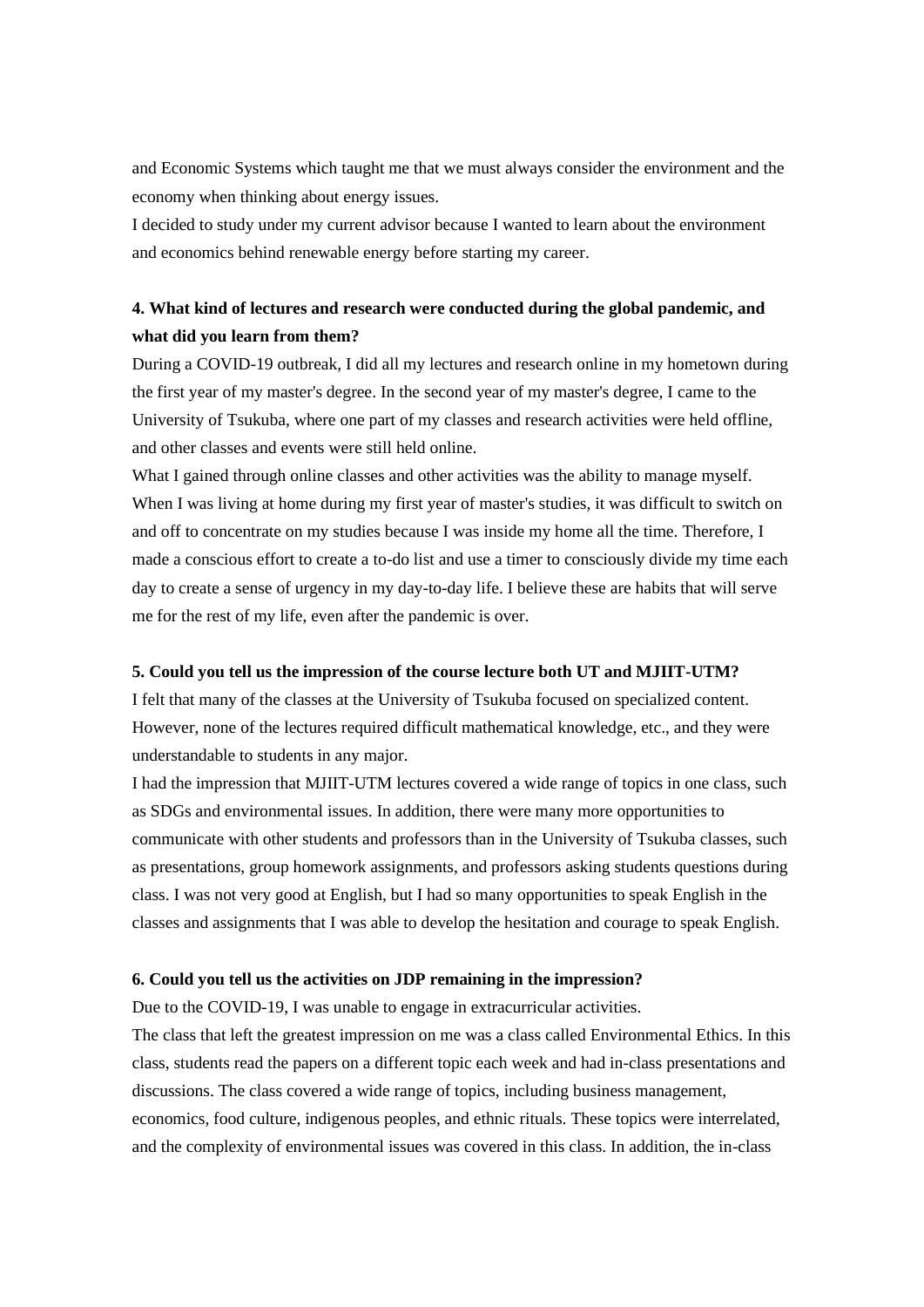and Economic Systems which taught me that we must always consider the environment and the economy when thinking about energy issues.

I decided to study under my current advisor because I wanted to learn about the environment and economics behind renewable energy before starting my career.

### 4. What kind of lectures and research were conducted during the global pandemic, and what did you learn from them?

During a COVID-19 outbreak, I did all my lectures and research online in my hometown during the first year of my master's degree. In the second year of my master's degree, I came to the University of Tsukuba, where one part of my classes and research activities were held offline, and other classes and events were still held online.

What I gained through online classes and other activities was the ability to manage myself. When I was living at home during my first year of master's studies, it was difficult to switch on and off to concentrate on my studies because I was inside my home all the time. Therefore, I made a conscious effort to create a to-do list and use a timer to consciously divide my time each day to create a sense of urgency in my day-to-day life. I believe these are habits that will serve me for the rest of my life, even after the pandemic is over.

### 5. Could you tell us the impression of the course lecture both UT and MJIIT-UTM?

I felt that many of the classes at the University of Tsukuba focused on specialized content. However, none of the lectures required difficult mathematical knowledge, etc., and they were understandable to students in any major.

I had the impression that MJIIT-UTM lectures covered a wide range of topics in one class, such as SDGs and environmental issues. In addition, there were many more opportunities to communicate with other students and professors than in the University of Tsukuba classes, such as presentations, group homework assignments, and professors asking students questions during class. I was not very good at English, but I had so many opportunities to speak English in the classes and assignments that I was able to develop the hesitation and courage to speak English.

### 6. Could you tell us the activities on JDP remaining in the impression?

Due to the COVID-19, I was unable to engage in extracurricular activities.

The class that left the greatest impression on me was a class called Environmental Ethics. In this class, students read the papers on a different topic each week and had in-class presentations and discussions. The class covered a wide range of topics, including business management, economics, food culture, indigenous peoples, and ethnic rituals. These topics were interrelated, and the complexity of environmental issues was covered in this class. In addition, the in-class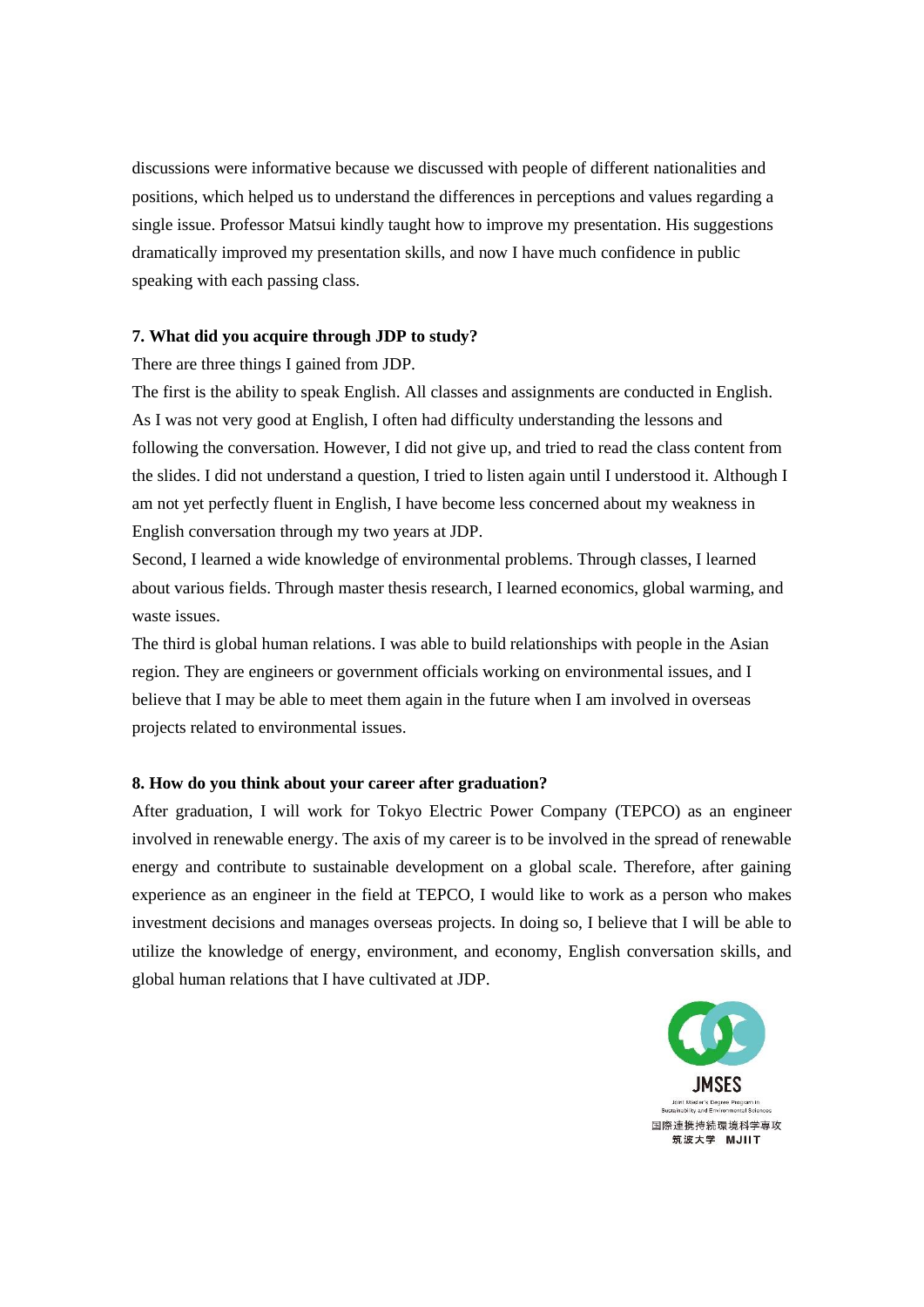discussions were informative because we discussed with people of different nationalities and positions, which helped us to understand the differences in perceptions and values regarding a single issue. Professor Matsui kindly taught how to improve my presentation. His suggestions dramatically improved my presentation skills, and now I have much confidence in public speaking with each passing class.

**7. What did you acquire through JDP to study?**

There are three things I gained from JDP.

The first is the ability to speak English. All classes and assignments are conducted in English. As I was not very good at English, I often had difficulty understanding the lessons and following the conversation. However, I did not give up, and tried to read the class content from the slides. I did not understand a question, I tried to listen again until I understood it. Although I am not yet perfectly fluent in English, I have become less concerned about my weakness in English conversation through my two years at JDP.

Second, I learned a wide knowledge of environmental problems. Through classes, I learned about various fields. Through master thesis research, I learned economics, global warming, and waste issues.

The third is global human relations. I was able to build relationships with people in the Asian region. They are engineers or government officials working on environmental issues, and I believe that I may be able to meet them again in the future when I am involved in overseas projects related to environmental issues.

**8. How do you think about your career after graduation?**

After graduation, I will work for Tokyo Electric Power Company (TEPCO) as an engineer involved in renewable energy. The axis of my career is to be involved in the spread of renewable energy and contribute to sustainable development on a global scale. Therefore, after gaining experience as an engineer in the field at TEPCO, I would like to work as a person who makes investment decisions and manages overseas projects. In doing so, I believe that I will be able to utilize the knowledge of energy, environment, and economy, English conversation skills, and global human relations that I have cultivated at JDP.

JMSES
Joint Master's Degree Program in Sustainability and Environmental Sciences
国際連携持続環境科学専攻
筑波大学 MJIIT